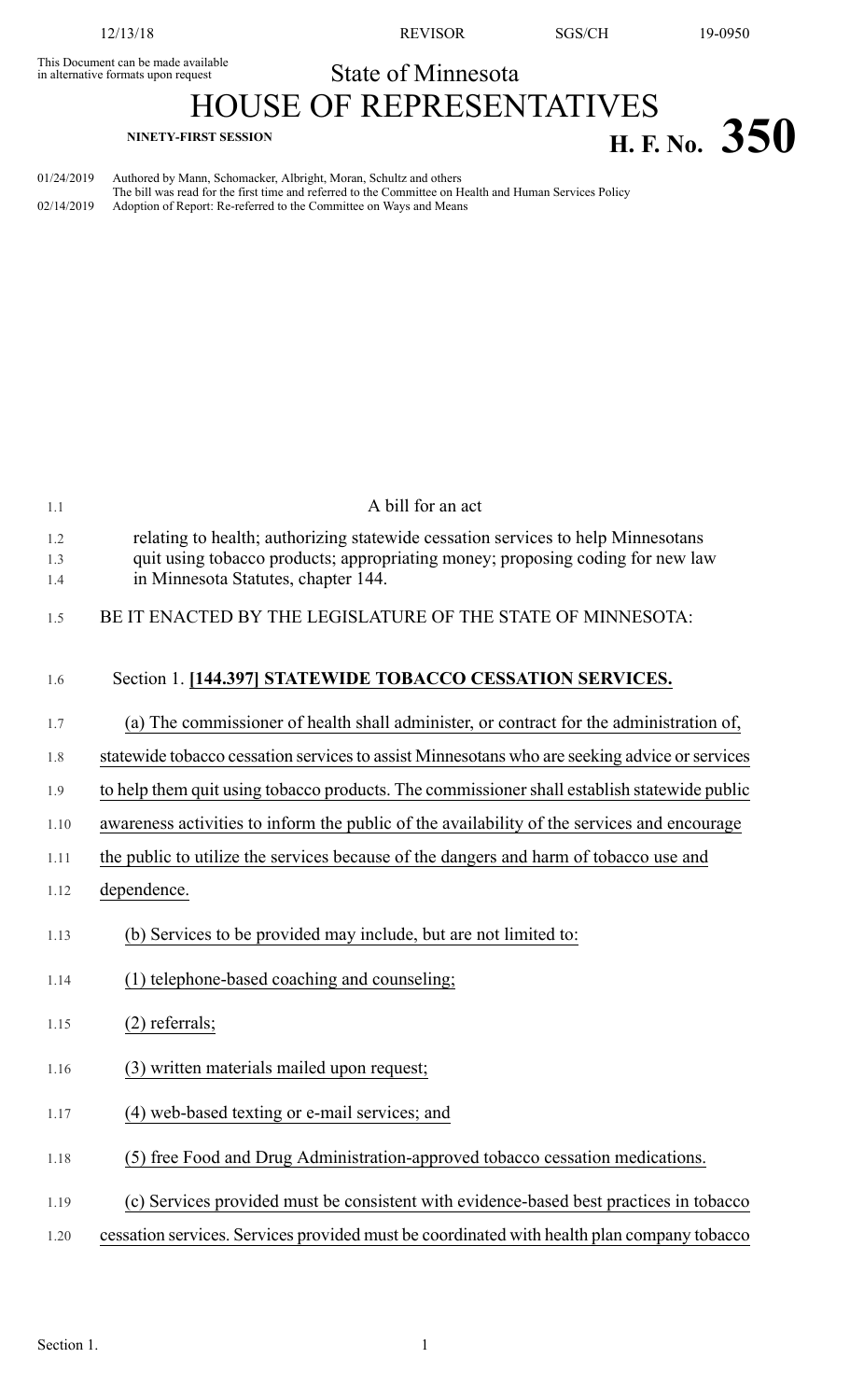This Document can be made available in alternative formats upon request

State of Minnesota

# HOUSE OF REPRESENTATIVES

NINETY-FIRST SESSION

**H. F. No. 350**

01/24/2019 Authored by Mann, Schomacker, Albright, Moran, Schultz and others
The bill was read for the first time and referred to the Committee on Health and Human Services Policy
02/14/2019 Adoption of Report: Re-referred to the Committee on Ways and Means

A bill for an act

relating to health; authorizing statewide cessation services to help Minnesotans quit using tobacco products; appropriating money; proposing coding for new law in Minnesota Statutes, chapter 144.

BE IT ENACTED BY THE LEGISLATURE OF THE STATE OF MINNESOTA:

Section 1. **[144.397] STATEWIDE TOBACCO CESSATION SERVICES.**

(a) The commissioner of health shall administer, or contract for the administration of, statewide tobacco cessation services to assist Minnesotans who are seeking advice or services to help them quit using tobacco products. The commissioner shall establish statewide public awareness activities to inform the public of the availability of the services and encourage the public to utilize the services because of the dangers and harm of tobacco use and dependence.

(b) Services to be provided may include, but are not limited to:

(1) telephone-based coaching and counseling;

(2) referrals;

(3) written materials mailed upon request;

(4) web-based texting or e-mail services; and

(5) free Food and Drug Administration-approved tobacco cessation medications.

(c) Services provided must be consistent with evidence-based best practices in tobacco cessation services. Services provided must be coordinated with health plan company tobacco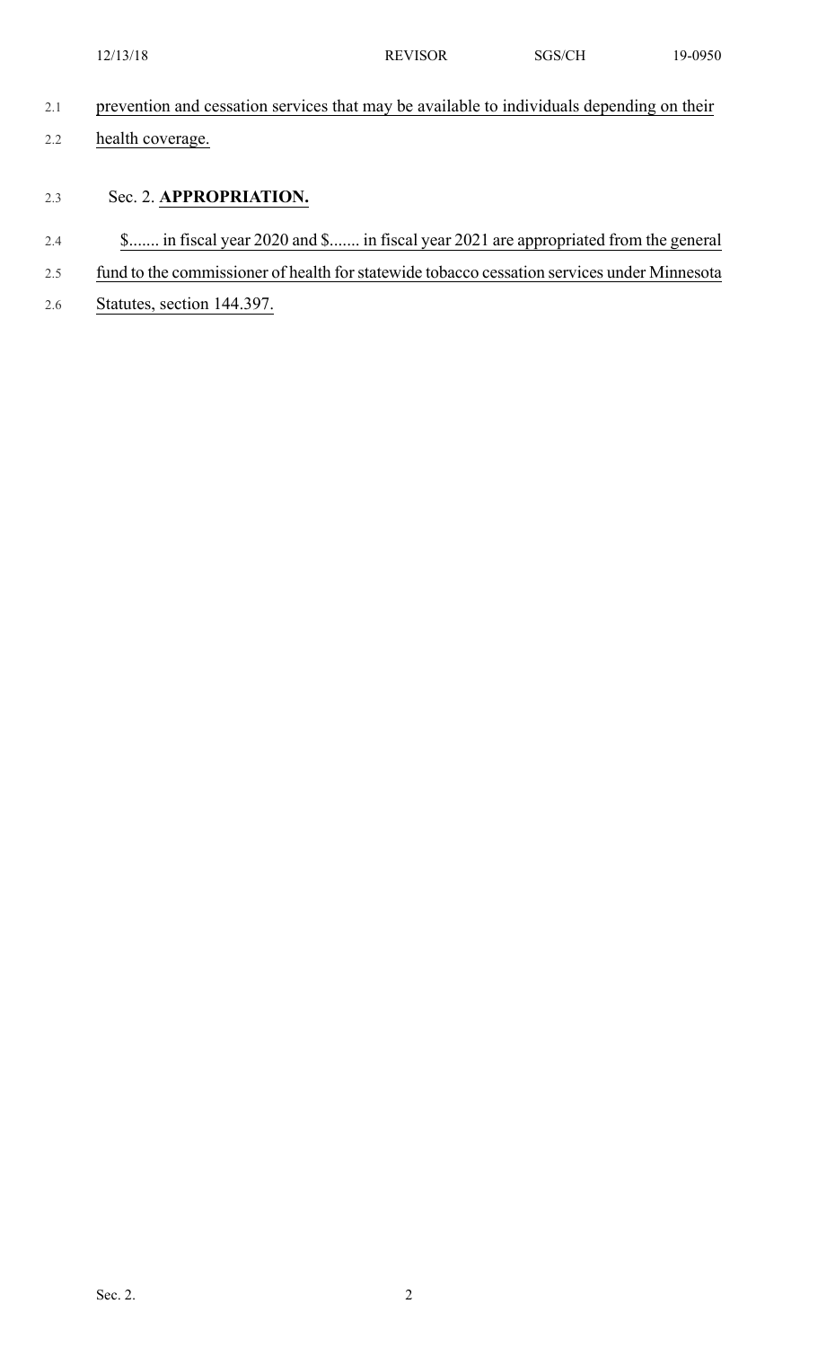prevention and cessation services that may be available to individuals depending on their health coverage.

Sec. 2. **APPROPRIATION.**

$....... in fiscal year 2020 and $....... in fiscal year 2021 are appropriated from the general fund to the commissioner of health for statewide tobacco cessation services under Minnesota Statutes, section 144.397.